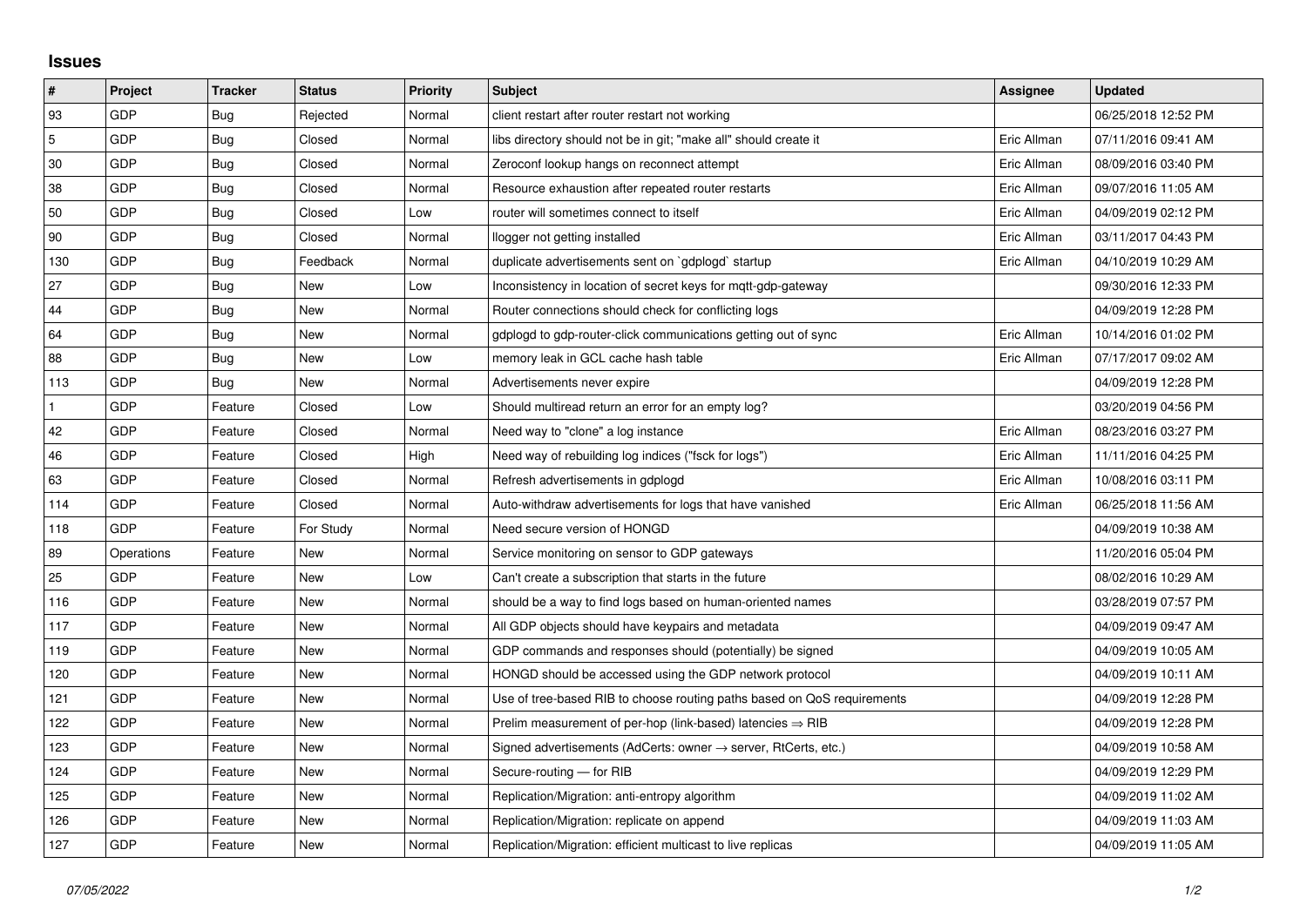## Issues

| # | Project | Tracker | Status | Priority | Subject | Assignee | Updated |
|---|---|---|---|---|---|---|---|
| 93 | GDP | Bug | Rejected | Normal | client restart after router restart not working | | 06/25/2018 12:52 PM |
| 5 | GDP | Bug | Closed | Normal | libs directory should not be in git; "make all" should create it | Eric Allman | 07/11/2016 09:41 AM |
| 30 | GDP | Bug | Closed | Normal | Zeroconf lookup hangs on reconnect attempt | Eric Allman | 08/09/2016 03:40 PM |
| 38 | GDP | Bug | Closed | Normal | Resource exhaustion after repeated router restarts | Eric Allman | 09/07/2016 11:05 AM |
| 50 | GDP | Bug | Closed | Low | router will sometimes connect to itself | Eric Allman | 04/09/2019 02:12 PM |
| 90 | GDP | Bug | Closed | Normal | llogger not getting installed | Eric Allman | 03/11/2017 04:43 PM |
| 130 | GDP | Bug | Feedback | Normal | duplicate advertisements sent on `gdplogd` startup | Eric Allman | 04/10/2019 10:29 AM |
| 27 | GDP | Bug | New | Low | Inconsistency in location of secret keys for mqtt-gdp-gateway | | 09/30/2016 12:33 PM |
| 44 | GDP | Bug | New | Normal | Router connections should check for conflicting logs | | 04/09/2019 12:28 PM |
| 64 | GDP | Bug | New | Normal | gdplogd to gdp-router-click communications getting out of sync | Eric Allman | 10/14/2016 01:02 PM |
| 88 | GDP | Bug | New | Low | memory leak in GCL cache hash table | Eric Allman | 07/17/2017 09:02 AM |
| 113 | GDP | Bug | New | Normal | Advertisements never expire | | 04/09/2019 12:28 PM |
| 1 | GDP | Feature | Closed | Low | Should multiread return an error for an empty log? | | 03/20/2019 04:56 PM |
| 42 | GDP | Feature | Closed | Normal | Need way to "clone" a log instance | Eric Allman | 08/23/2016 03:27 PM |
| 46 | GDP | Feature | Closed | High | Need way of rebuilding log indices ("fsck for logs") | Eric Allman | 11/11/2016 04:25 PM |
| 63 | GDP | Feature | Closed | Normal | Refresh advertisements in gdplogd | Eric Allman | 10/08/2016 03:11 PM |
| 114 | GDP | Feature | Closed | Normal | Auto-withdraw advertisements for logs that have vanished | Eric Allman | 06/25/2018 11:56 AM |
| 118 | GDP | Feature | For Study | Normal | Need secure version of HONGD | | 04/09/2019 10:38 AM |
| 89 | Operations | Feature | New | Normal | Service monitoring on sensor to GDP gateways | | 11/20/2016 05:04 PM |
| 25 | GDP | Feature | New | Low | Can't create a subscription that starts in the future | | 08/02/2016 10:29 AM |
| 116 | GDP | Feature | New | Normal | should be a way to find logs based on human-oriented names | | 03/28/2019 07:57 PM |
| 117 | GDP | Feature | New | Normal | All GDP objects should have keypairs and metadata | | 04/09/2019 09:47 AM |
| 119 | GDP | Feature | New | Normal | GDP commands and responses should (potentially) be signed | | 04/09/2019 10:05 AM |
| 120 | GDP | Feature | New | Normal | HONGD should be accessed using the GDP network protocol | | 04/09/2019 10:11 AM |
| 121 | GDP | Feature | New | Normal | Use of tree-based RIB to choose routing paths based on QoS requirements | | 04/09/2019 12:28 PM |
| 122 | GDP | Feature | New | Normal | Prelim measurement of per-hop (link-based) latencies ⇒ RIB | | 04/09/2019 12:28 PM |
| 123 | GDP | Feature | New | Normal | Signed advertisements (AdCerts: owner → server, RtCerts, etc.) | | 04/09/2019 10:58 AM |
| 124 | GDP | Feature | New | Normal | Secure-routing — for RIB | | 04/09/2019 12:29 PM |
| 125 | GDP | Feature | New | Normal | Replication/Migration: anti-entropy algorithm | | 04/09/2019 11:02 AM |
| 126 | GDP | Feature | New | Normal | Replication/Migration: replicate on append | | 04/09/2019 11:03 AM |
| 127 | GDP | Feature | New | Normal | Replication/Migration: efficient multicast to live replicas | | 04/09/2019 11:05 AM |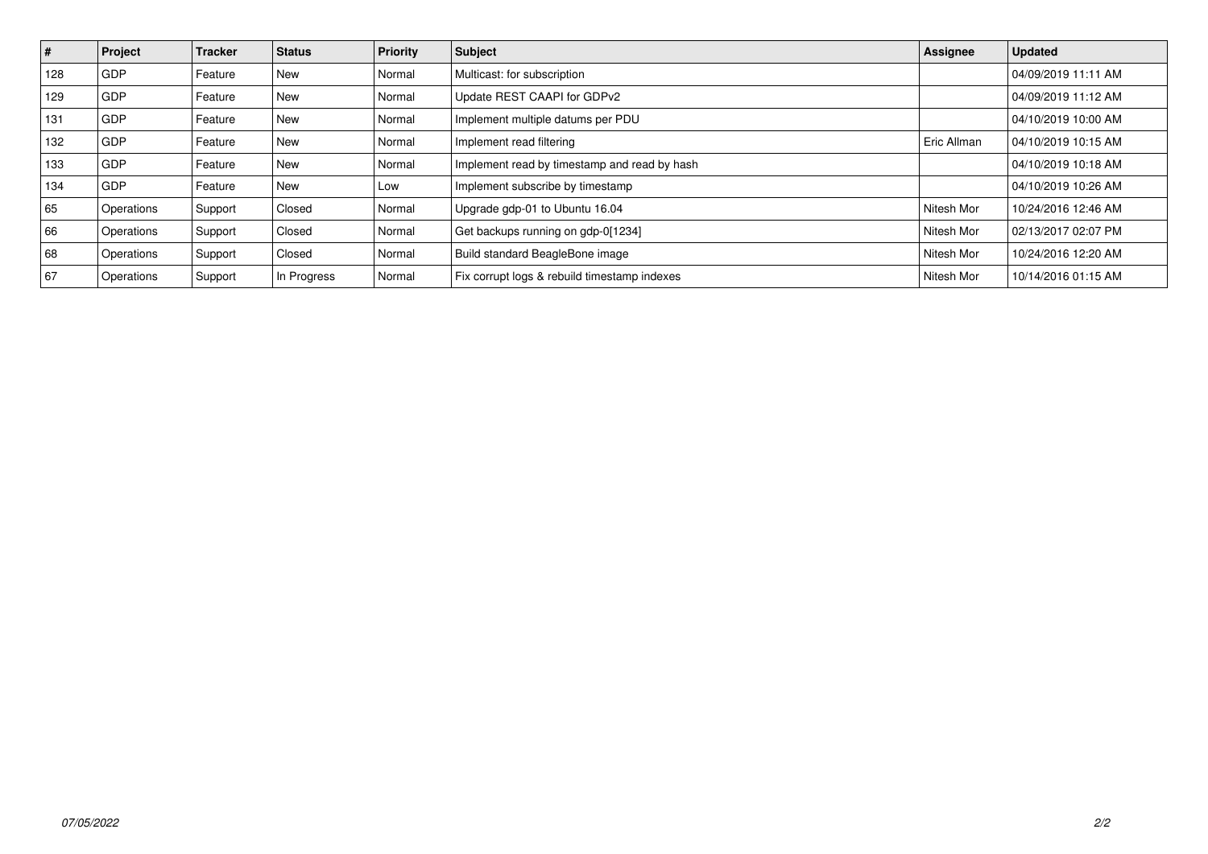| # | Project | Tracker | Status | Priority | Subject | Assignee | Updated |
|---|---|---|---|---|---|---|---|
| 128 | GDP | Feature | New | Normal | Multicast: for subscription | | 04/09/2019 11:11 AM |
| 129 | GDP | Feature | New | Normal | Update REST CAAPI for GDPv2 | | 04/09/2019 11:12 AM |
| 131 | GDP | Feature | New | Normal | Implement multiple datums per PDU | | 04/10/2019 10:00 AM |
| 132 | GDP | Feature | New | Normal | Implement read filtering | Eric Allman | 04/10/2019 10:15 AM |
| 133 | GDP | Feature | New | Normal | Implement read by timestamp and read by hash | | 04/10/2019 10:18 AM |
| 134 | GDP | Feature | New | Low | Implement subscribe by timestamp | | 04/10/2019 10:26 AM |
| 65 | Operations | Support | Closed | Normal | Upgrade gdp-01 to Ubuntu 16.04 | Nitesh Mor | 10/24/2016 12:46 AM |
| 66 | Operations | Support | Closed | Normal | Get backups running on gdp-0[1234] | Nitesh Mor | 02/13/2017 02:07 PM |
| 68 | Operations | Support | Closed | Normal | Build standard BeagleBone image | Nitesh Mor | 10/24/2016 12:20 AM |
| 67 | Operations | Support | In Progress | Normal | Fix corrupt logs & rebuild timestamp indexes | Nitesh Mor | 10/14/2016 01:15 AM |

*07/05/2022*